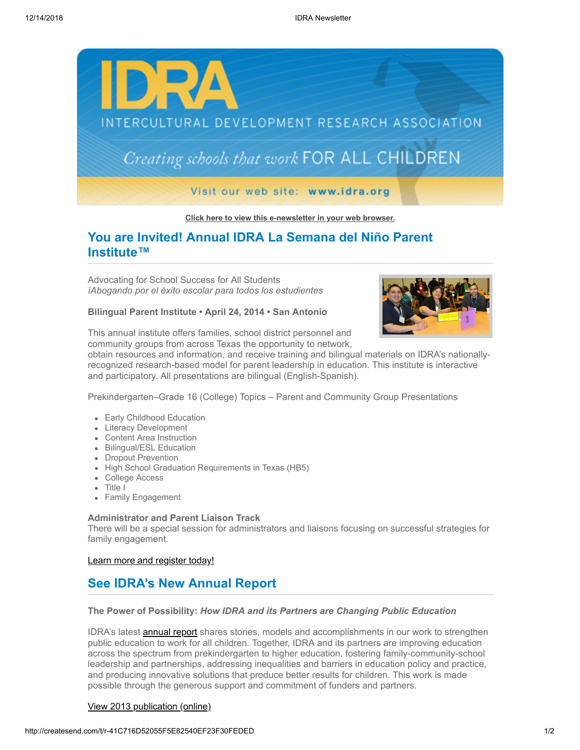Click here to view this e-newsletter in your web browser.

## You are Invited! Annual IDRA La Semana del Niño Parent Institute™

Advocating for School Success for All Students
*¡Abogando por el éxito escolar para todos los estudientes*

**Bilingual Parent Institute • April 24, 2014 • San Antonio**

This annual institute offers families, school district personnel and community groups from across Texas the opportunity to network, obtain resources and information, and receive training and bilingual materials on IDRA's nationally-recognized research-based model for parent leadership in education. This institute is interactive and participatory. All presentations are bilingual (English-Spanish).

Prekindergarten–Grade 16 (College) Topics – Parent and Community Group Presentations

- Early Childhood Education
- Literacy Development
- Content Area Instruction
- Bilingual/ESL Education
- Dropout Prevention
- High School Graduation Requirements in Texas (HB5)
- College Access
- Title I
- Family Engagement

**Administrator and Parent Liaison Track**
There will be a special session for administrators and liaisons focusing on successful strategies for family engagement.

Learn more and register today!

## See IDRA's New Annual Report

**The Power of Possibility:** ***How IDRA and its Partners are Changing Public Education***

IDRA's latest annual report shares stories, models and accomplishments in our work to strengthen public education to work for all children. Together, IDRA and its partners are improving education across the spectrum from prekindergarten to higher education, fostering family-community-school leadership and partnerships, addressing inequalities and barriers in education policy and practice, and producing innovative solutions that produce better results for children. This work is made possible through the generous support and commitment of funders and partners.

View 2013 publication (online)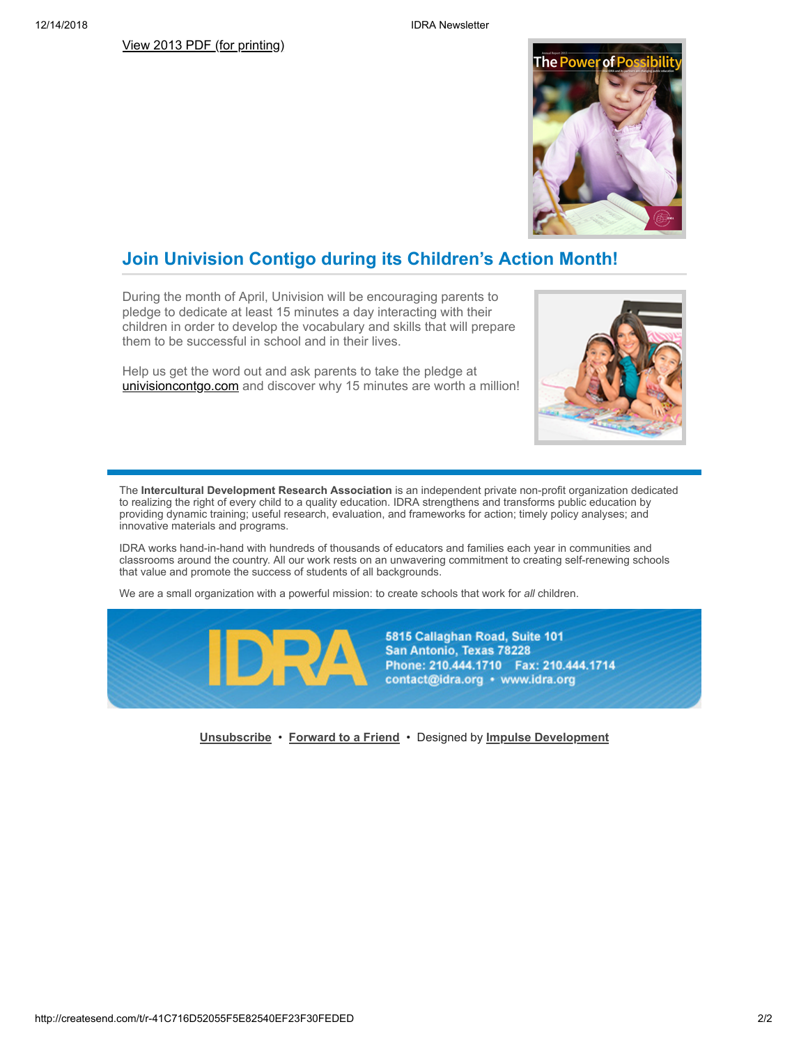View 2013 PDF (for printing)

## Join Univision Contigo during its Children's Action Month!

During the month of April, Univision will be encouraging parents to pledge to dedicate at least 15 minutes a day interacting with their children in order to develop the vocabulary and skills that will prepare them to be successful in school and in their lives.

Help us get the word out and ask parents to take the pledge at univisioncontgo.com and discover why 15 minutes are worth a million!

The **Intercultural Development Research Association** is an independent private non-profit organization dedicated to realizing the right of every child to a quality education. IDRA strengthens and transforms public education by providing dynamic training; useful research, evaluation, and frameworks for action; timely policy analyses; and innovative materials and programs.

IDRA works hand-in-hand with hundreds of thousands of educators and families each year in communities and classrooms around the country. All our work rests on an unwavering commitment to creating self-renewing schools that value and promote the success of students of all backgrounds.

We are a small organization with a powerful mission: to create schools that work for *all* children.

IDRA
5815 Callaghan Road, Suite 101
San Antonio, Texas 78228
Phone: 210.444.1710 Fax: 210.444.1714
contact@idra.org • www.idra.org

Unsubscribe • Forward to a Friend • Designed by Impulse Development